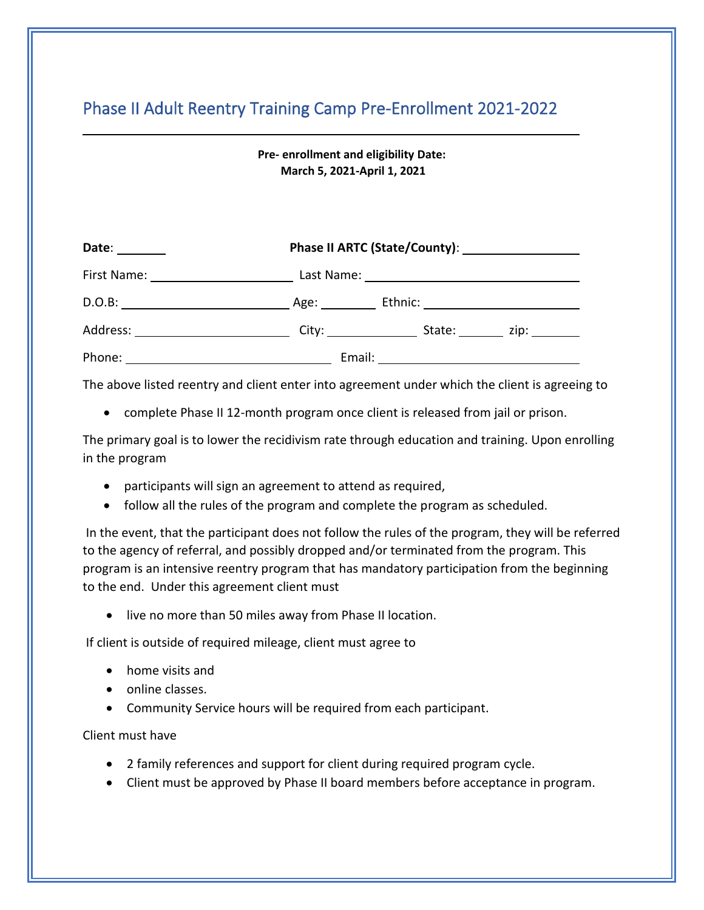# Phase II Adult Reentry Training Camp Pre-Enrollment 2021-2022

---

**Pre- enrollment and eligibility Date:**
**March 5, 2021-April 1, 2021**

**Date**: _______ **Phase II ARTC (State/County)**: _________________

First Name: ______________________ Last Name: ______________________________

D.O.B: _________________________ Age: ________ Ethnic: ______________________

Address: _______________________ City: _____________ State: _______ zip: _______

Phone: ______________________________ Email: ______________________________

The above listed reentry and client enter into agreement under which the client is agreeing to

- complete Phase II 12-month program once client is released from jail or prison.

The primary goal is to lower the recidivism rate through education and training. Upon enrolling in the program

- participants will sign an agreement to attend as required,
- follow all the rules of the program and complete the program as scheduled.

In the event, that the participant does not follow the rules of the program, they will be referred to the agency of referral, and possibly dropped and/or terminated from the program. This program is an intensive reentry program that has mandatory participation from the beginning to the end. Under this agreement client must

- live no more than 50 miles away from Phase II location.

If client is outside of required mileage, client must agree to

- home visits and
- online classes.
- Community Service hours will be required from each participant.

Client must have

- 2 family references and support for client during required program cycle.
- Client must be approved by Phase II board members before acceptance in program.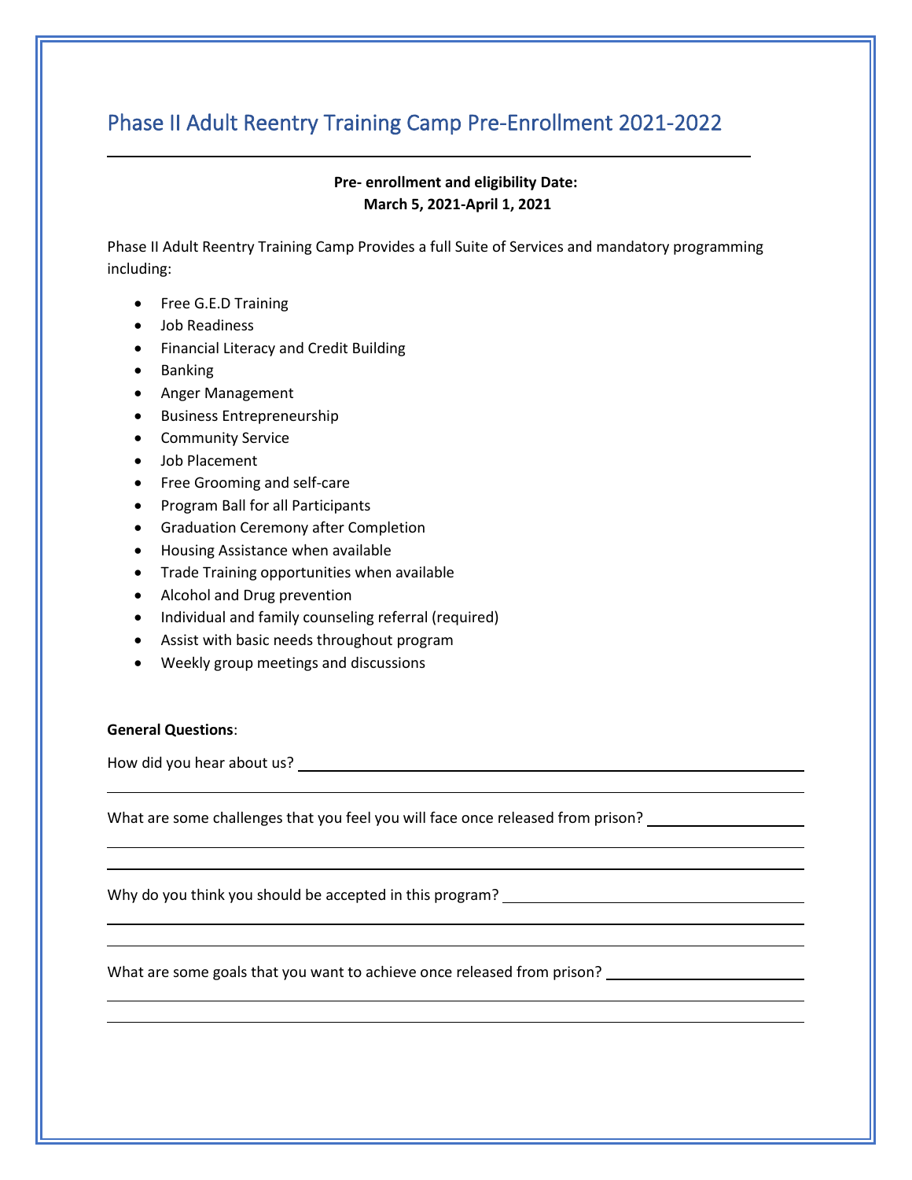# Phase II Adult Reentry Training Camp Pre-Enrollment 2021-2022

**Pre- enrollment and eligibility Date:**
**March 5, 2021-April 1, 2021**

Phase II Adult Reentry Training Camp Provides a full Suite of Services and mandatory programming including:

- Free G.E.D Training
- Job Readiness
- Financial Literacy and Credit Building
- Banking
- Anger Management
- Business Entrepreneurship
- Community Service
- Job Placement
- Free Grooming and self-care
- Program Ball for all Participants
- Graduation Ceremony after Completion
- Housing Assistance when available
- Trade Training opportunities when available
- Alcohol and Drug prevention
- Individual and family counseling referral (required)
- Assist with basic needs throughout program
- Weekly group meetings and discussions

**General Questions**:

How did you hear about us? ______________________________________________

_____________________________________________________________________

What are some challenges that you feel you will face once released from prison? __________

_____________________________________________________________________

_____________________________________________________________________

Why do you think you should be accepted in this program? ______________________

_____________________________________________________________________

_____________________________________________________________________

What are some goals that you want to achieve once released from prison? ____________

_____________________________________________________________________

_____________________________________________________________________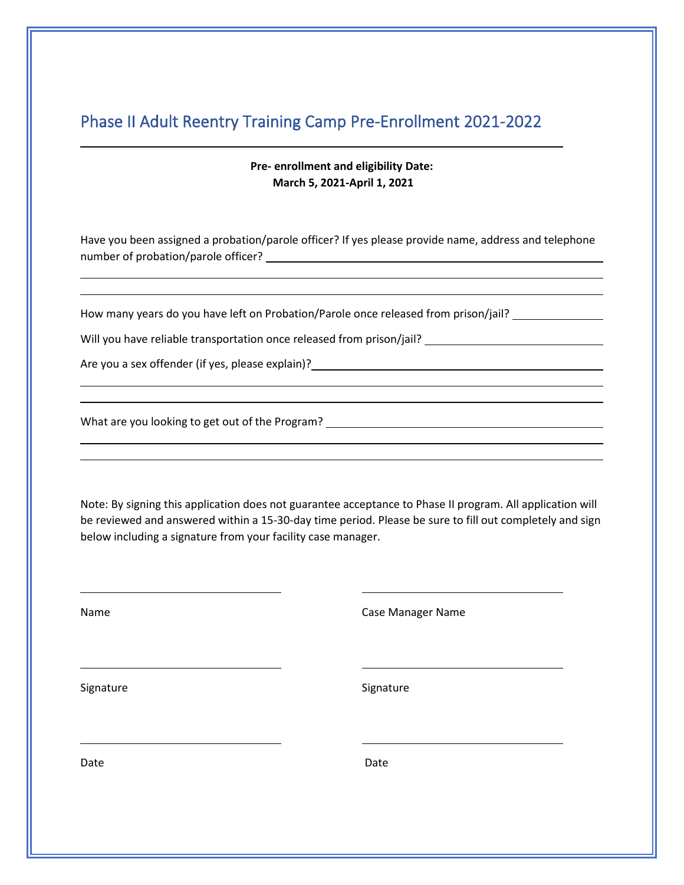# Phase II Adult Reentry Training Camp Pre-Enrollment 2021-2022

**Pre- enrollment and eligibility Date:**
**March 5, 2021-April 1, 2021**

Have you been assigned a probation/parole officer? If yes please provide name, address and telephone number of probation/parole officer? ______________________________

______________________________________________________________

______________________________________________________________

How many years do you have left on Probation/Parole once released from prison/jail? __________

Will you have reliable transportation once released from prison/jail? ______________

Are you a sex offender (if yes, please explain)? ______________________________

______________________________________________________________

______________________________________________________________

What are you looking to get out of the Program? ______________________________

______________________________________________________________

______________________________________________________________

Note: By signing this application does not guarantee acceptance to Phase II program. All application will be reviewed and answered within a 15-30-day time period. Please be sure to fill out completely and sign below including a signature from your facility case manager.

______________________ ______________________
Name Case Manager Name

______________________ ______________________
Signature Signature

______________________ ______________________
Date Date